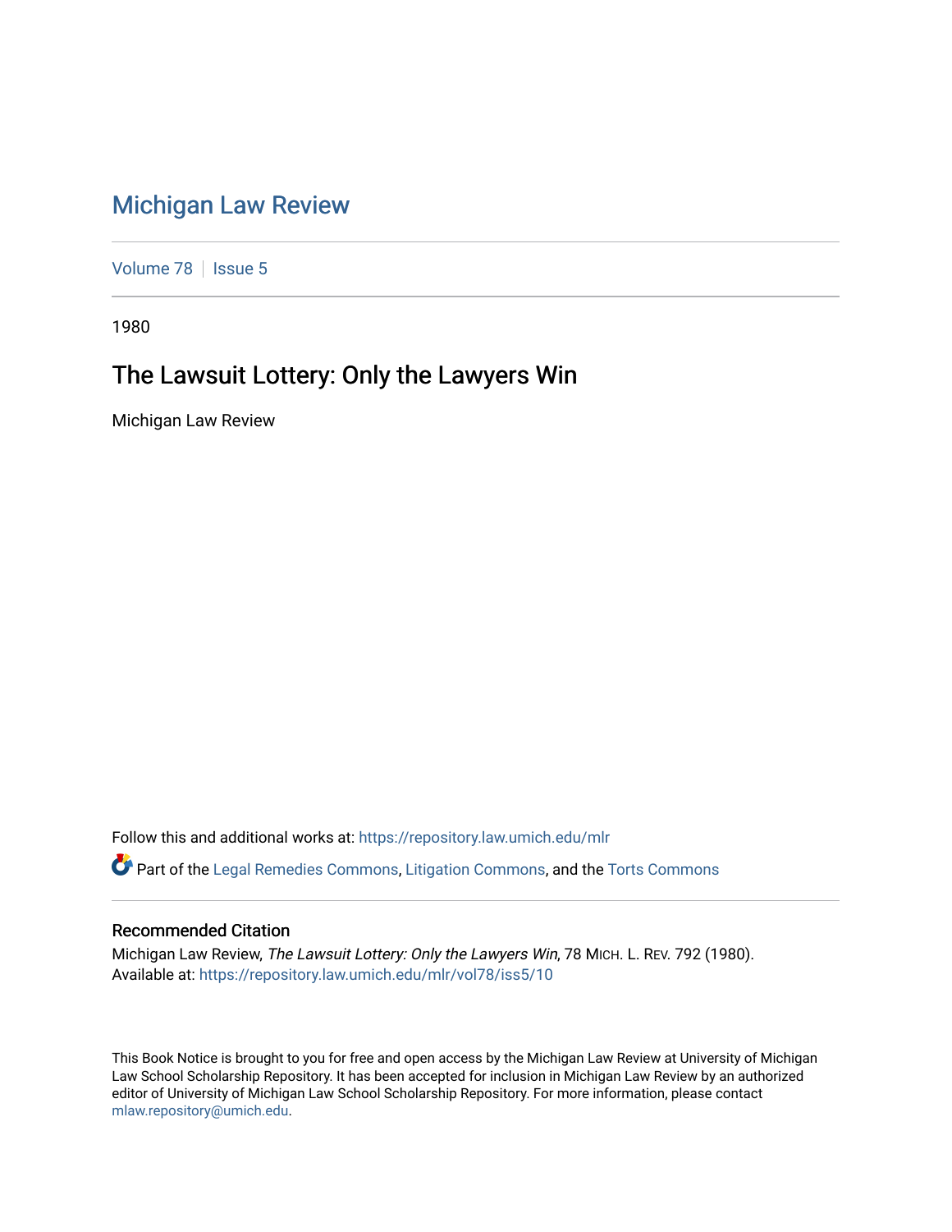# Michigan Law Review

Volume 78 | Issue 5

1980

## The Lawsuit Lottery: Only the Lawyers Win

Michigan Law Review

Follow this and additional works at: https://repository.law.umich.edu/mlr

Part of the Legal Remedies Commons, Litigation Commons, and the Torts Commons

### Recommended Citation

Michigan Law Review, *The Lawsuit Lottery: Only the Lawyers Win*, 78 MICH. L. REV. 792 (1980).
Available at: https://repository.law.umich.edu/mlr/vol78/iss5/10

This Book Notice is brought to you for free and open access by the Michigan Law Review at University of Michigan Law School Scholarship Repository. It has been accepted for inclusion in Michigan Law Review by an authorized editor of University of Michigan Law School Scholarship Repository. For more information, please contact mlaw.repository@umich.edu.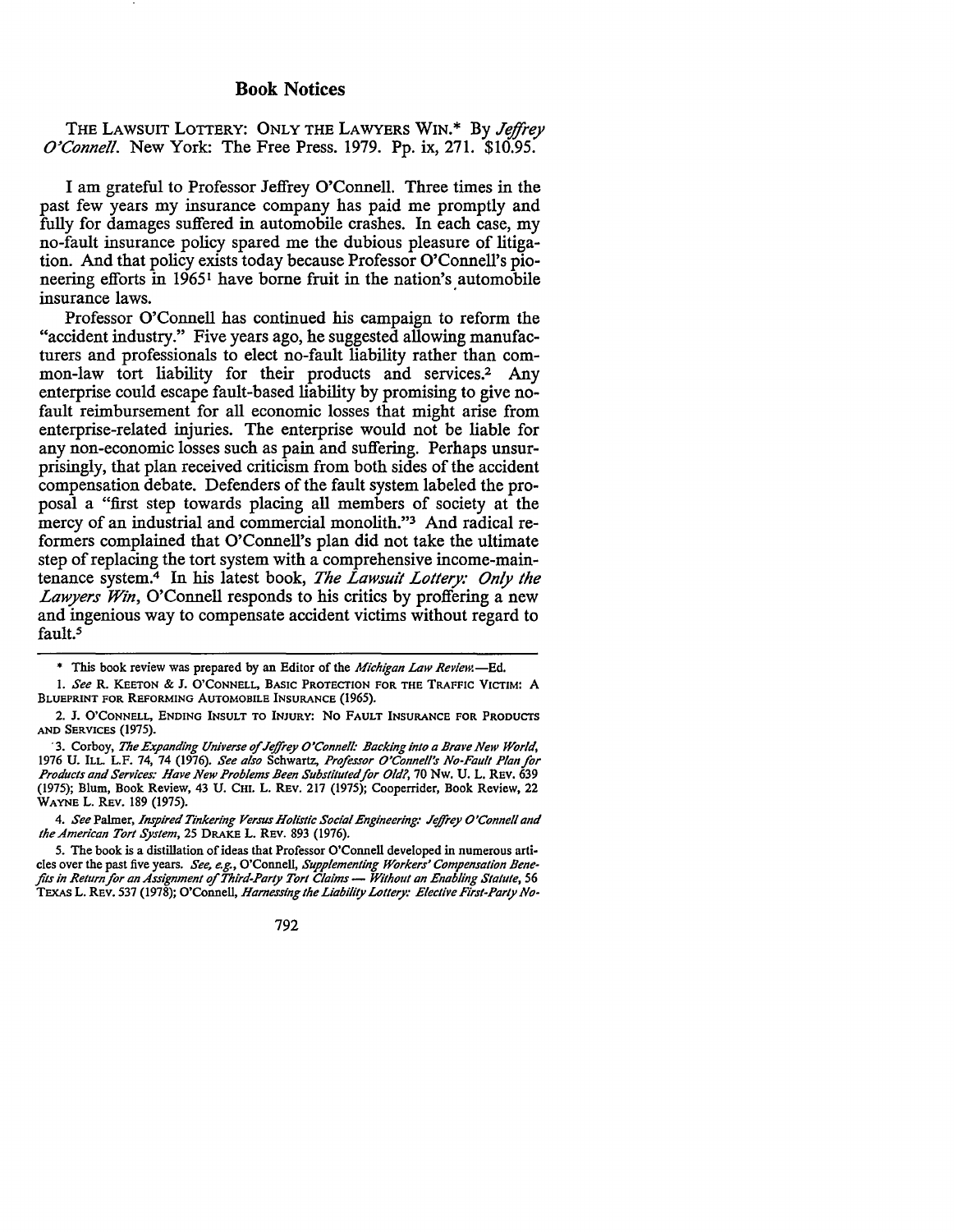# Book Notices

THE LAWSUIT LOTTERY: ONLY THE LAWYERS WIN.* By *Jeffrey O'Connell*. New York: The Free Press. 1979. Pp. ix, 271. $10.95.

I am grateful to Professor Jeffrey O'Connell. Three times in the past few years my insurance company has paid me promptly and fully for damages suffered in automobile crashes. In each case, my no-fault insurance policy spared me the dubious pleasure of litigation. And that policy exists today because Professor O'Connell's pioneering efforts in 1965[1] have borne fruit in the nation's automobile insurance laws.

Professor O'Connell has continued his campaign to reform the "accident industry." Five years ago, he suggested allowing manufacturers and professionals to elect no-fault liability rather than common-law tort liability for their products and services.[2] Any enterprise could escape fault-based liability by promising to give no-fault reimbursement for all economic losses that might arise from enterprise-related injuries. The enterprise would not be liable for any non-economic losses such as pain and suffering. Perhaps unsurprisingly, that plan received criticism from both sides of the accident compensation debate. Defenders of the fault system labeled the proposal a "first step towards placing all members of society at the mercy of an industrial and commercial monolith."[3] And radical reformers complained that O'Connell's plan did not take the ultimate step of replacing the tort system with a comprehensive income-maintenance system.[4] In his latest book, *The Lawsuit Lottery: Only the Lawyers Win*, O'Connell responds to his critics by proffering a new and ingenious way to compensate accident victims without regard to fault.[5]

---

\* This book review was prepared by an Editor of the *Michigan Law Review*.—Ed.

1. *See* R. KEETON & J. O'CONNELL, BASIC PROTECTION FOR THE TRAFFIC VICTIM: A BLUEPRINT FOR REFORMING AUTOMOBILE INSURANCE (1965).

2. J. O'CONNELL, ENDING INSULT TO INJURY: NO FAULT INSURANCE FOR PRODUCTS AND SERVICES (1975).

3. Corboy, *The Expanding Universe of Jeffrey O'Connell: Backing into a Brave New World*, 1976 U. ILL. L.F. 74, 74 (1976). *See also* Schwartz, *Professor O'Connell's No-Fault Plan for Products and Services: Have New Problems Been Substituted for Old?*, 70 NW. U. L. REV. 639 (1975); Blum, Book Review, 43 U. CHI. L. REV. 217 (1975); Cooperrider, Book Review, 22 WAYNE L. REV. 189 (1975).

4. *See* Palmer, *Inspired Tinkering Versus Holistic Social Engineering: Jeffrey O'Connell and the American Tort System*, 25 DRAKE L. REV. 893 (1976).

5. The book is a distillation of ideas that Professor O'Connell developed in numerous articles over the past five years. *See, e.g.*, O'Connell, *Supplementing Workers' Compensation Benefits in Return for an Assignment of Third-Party Tort Claims — Without an Enabling Statute*, 56 TEXAS L. REV. 537 (1978); O'Connell, *Harnessing the Liability Lottery: Elective First-Party No-*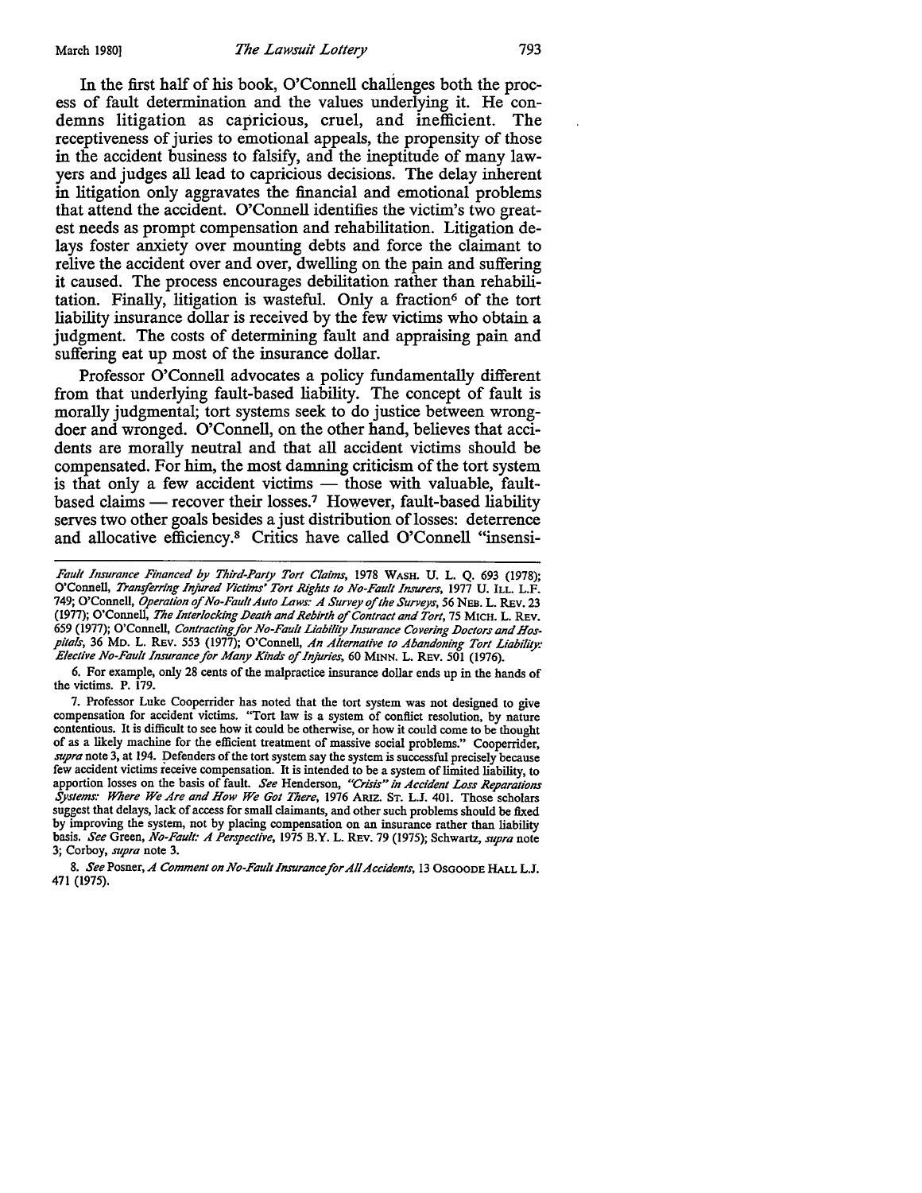In the first half of his book, O'Connell challenges both the process of fault determination and the values underlying it. He condemns litigation as capricious, cruel, and inefficient. The receptiveness of juries to emotional appeals, the propensity of those in the accident business to falsify, and the ineptitude of many lawyers and judges all lead to capricious decisions. The delay inherent in litigation only aggravates the financial and emotional problems that attend the accident. O'Connell identifies the victim's two greatest needs as prompt compensation and rehabilitation. Litigation delays foster anxiety over mounting debts and force the claimant to relive the accident over and over, dwelling on the pain and suffering it caused. The process encourages debilitation rather than rehabilitation. Finally, litigation is wasteful. Only a fraction[6] of the tort liability insurance dollar is received by the few victims who obtain a judgment. The costs of determining fault and appraising pain and suffering eat up most of the insurance dollar.

Professor O'Connell advocates a policy fundamentally different from that underlying fault-based liability. The concept of fault is morally judgmental; tort systems seek to do justice between wrongdoer and wronged. O'Connell, on the other hand, believes that accidents are morally neutral and that all accident victims should be compensated. For him, the most damning criticism of the tort system is that only a few accident victims — those with valuable, fault-based claims — recover their losses.[7] However, fault-based liability serves two other goals besides a just distribution of losses: deterrence and allocative efficiency.[8] Critics have called O'Connell "insensi-

---

*Fault Insurance Financed by Third-Party Tort Claims*, 1978 Wash. U. L. Q. 693 (1978); O'Connell, *Transferring Injured Victims' Tort Rights to No-Fault Insurers*, 1977 U. Ill. L.F. 749; O'Connell, *Operation of No-Fault Auto Laws: A Survey of the Surveys*, 56 Neb. L. Rev. 23 (1977); O'Connell, *The Interlocking Death and Rebirth of Contract and Tort*, 75 Mich. L. Rev. 659 (1977); O'Connell, *Contracting for No-Fault Liability Insurance Covering Doctors and Hospitals*, 36 Md. L. Rev. 553 (1977); O'Connell, *An Alternative to Abandoning Tort Liability: Elective No-Fault Insurance for Many Kinds of Injuries*, 60 Minn. L. Rev. 501 (1976).

6. For example, only 28 cents of the malpractice insurance dollar ends up in the hands of the victims. P. 179.

7. Professor Luke Cooperrider has noted that the tort system was not designed to give compensation for accident victims. "Tort law is a system of conflict resolution, by nature contentious. It is difficult to see how it could be otherwise, or how it could come to be thought of as a likely machine for the efficient treatment of massive social problems." Cooperrider, *supra* note 3, at 194. Defenders of the tort system say the system is successful precisely because few accident victims receive compensation. It is intended to be a system of limited liability, to apportion losses on the basis of fault. *See* Henderson, *"Crisis" in Accident Loss Reparations Systems: Where We Are and How We Got There*, 1976 Ariz. St. L.J. 401. Those scholars suggest that delays, lack of access for small claimants, and other such problems should be fixed by improving the system, not by placing compensation on an insurance rather than liability basis. *See* Green, *No-Fault: A Perspective*, 1975 B.Y. L. Rev. 79 (1975); Schwartz, *supra* note 3; Corboy, *supra* note 3.

8. *See* Posner, *A Comment on No-Fault Insurance for All Accidents*, 13 Osgoode Hall L.J. 471 (1975).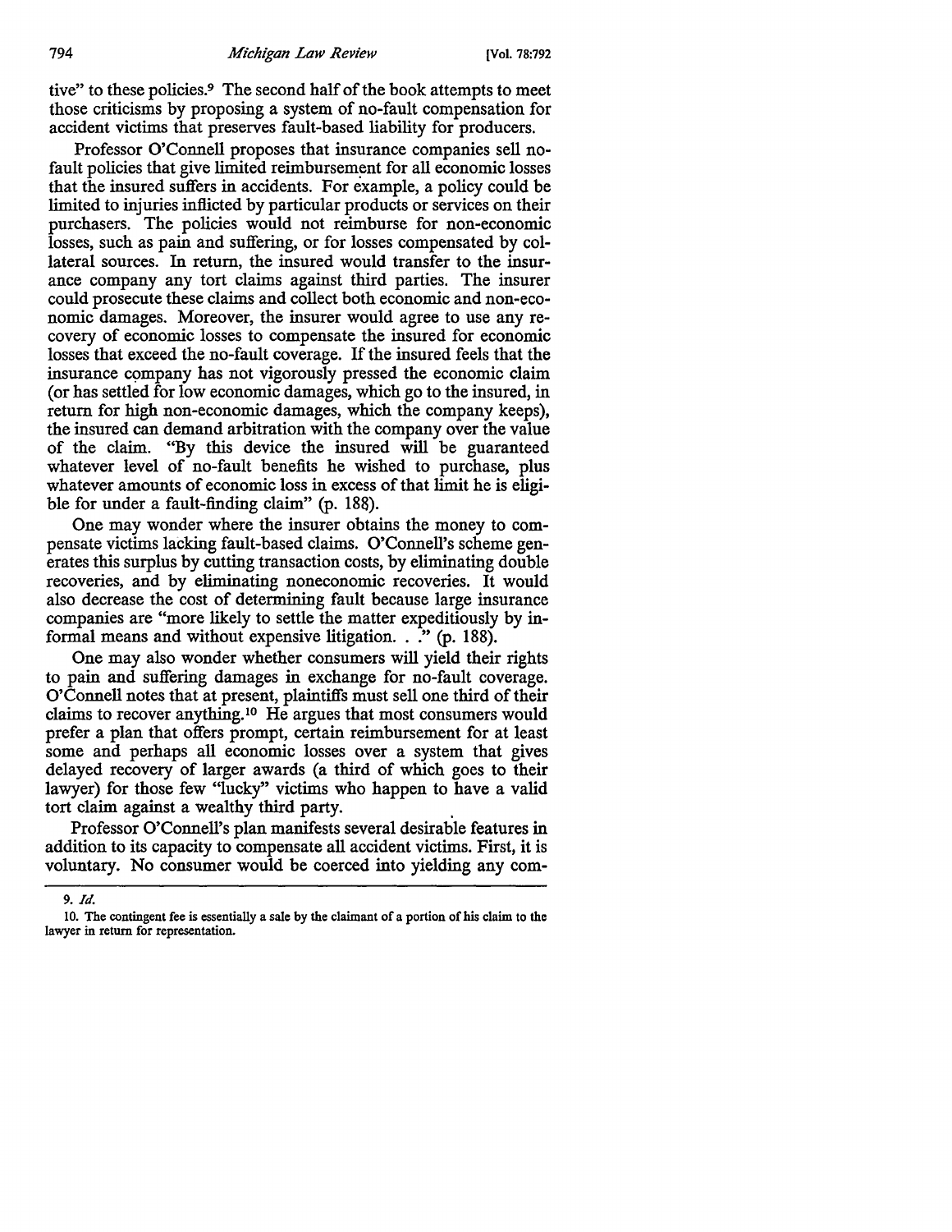tive" to these policies.[9] The second half of the book attempts to meet those criticisms by proposing a system of no-fault compensation for accident victims that preserves fault-based liability for producers.

Professor O'Connell proposes that insurance companies sell no-fault policies that give limited reimbursement for all economic losses that the insured suffers in accidents. For example, a policy could be limited to injuries inflicted by particular products or services on their purchasers. The policies would not reimburse for non-economic losses, such as pain and suffering, or for losses compensated by collateral sources. In return, the insured would transfer to the insurance company any tort claims against third parties. The insurer could prosecute these claims and collect both economic and non-economic damages. Moreover, the insurer would agree to use any recovery of economic losses to compensate the insured for economic losses that exceed the no-fault coverage. If the insured feels that the insurance company has not vigorously pressed the economic claim (or has settled for low economic damages, which go to the insured, in return for high non-economic damages, which the company keeps), the insured can demand arbitration with the company over the value of the claim. "By this device the insured will be guaranteed whatever level of no-fault benefits he wished to purchase, plus whatever amounts of economic loss in excess of that limit he is eligible for under a fault-finding claim" (p. 188).

One may wonder where the insurer obtains the money to compensate victims lacking fault-based claims. O'Connell's scheme generates this surplus by cutting transaction costs, by eliminating double recoveries, and by eliminating noneconomic recoveries. It would also decrease the cost of determining fault because large insurance companies are "more likely to settle the matter expeditiously by informal means and without expensive litigation. . ." (p. 188).

One may also wonder whether consumers will yield their rights to pain and suffering damages in exchange for no-fault coverage. O'Connell notes that at present, plaintiffs must sell one third of their claims to recover anything.[10] He argues that most consumers would prefer a plan that offers prompt, certain reimbursement for at least some and perhaps all economic losses over a system that gives delayed recovery of larger awards (a third of which goes to their lawyer) for those few "lucky" victims who happen to have a valid tort claim against a wealthy third party.

Professor O'Connell's plan manifests several desirable features in addition to its capacity to compensate all accident victims. First, it is voluntary. No consumer would be coerced into yielding any com-

---

9. *Id.*

10. The contingent fee is essentially a sale by the claimant of a portion of his claim to the lawyer in return for representation.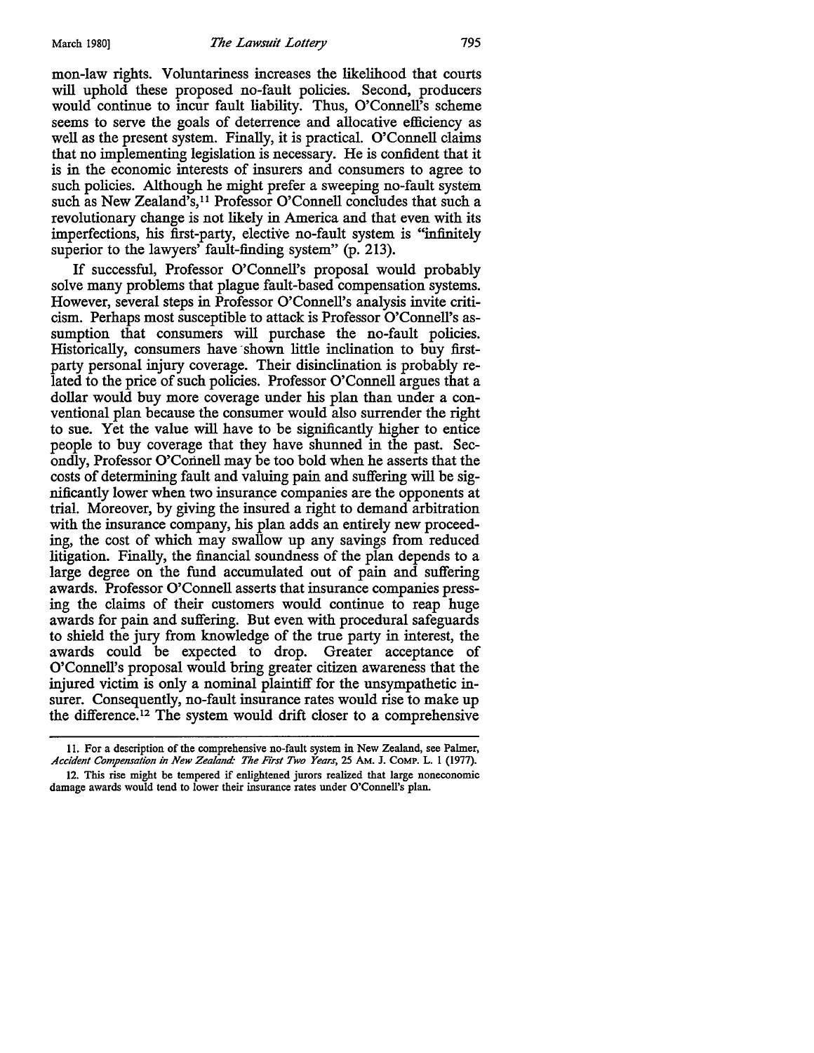mon-law rights. Voluntariness increases the likelihood that courts will uphold these proposed no-fault policies. Second, producers would continue to incur fault liability. Thus, O'Connell's scheme seems to serve the goals of deterrence and allocative efficiency as well as the present system. Finally, it is practical. O'Connell claims that no implementing legislation is necessary. He is confident that it is in the economic interests of insurers and consumers to agree to such policies. Although he might prefer a sweeping no-fault system such as New Zealand's,[11] Professor O'Connell concludes that such a revolutionary change is not likely in America and that even with its imperfections, his first-party, elective no-fault system is "infinitely superior to the lawyers' fault-finding system" (p. 213).

If successful, Professor O'Connell's proposal would probably solve many problems that plague fault-based compensation systems. However, several steps in Professor O'Connell's analysis invite criticism. Perhaps most susceptible to attack is Professor O'Connell's assumption that consumers will purchase the no-fault policies. Historically, consumers have shown little inclination to buy first-party personal injury coverage. Their disinclination is probably related to the price of such policies. Professor O'Connell argues that a dollar would buy more coverage under his plan than under a conventional plan because the consumer would also surrender the right to sue. Yet the value will have to be significantly higher to entice people to buy coverage that they have shunned in the past. Secondly, Professor O'Connell may be too bold when he asserts that the costs of determining fault and valuing pain and suffering will be significantly lower when two insurance companies are the opponents at trial. Moreover, by giving the insured a right to demand arbitration with the insurance company, his plan adds an entirely new proceeding, the cost of which may swallow up any savings from reduced litigation. Finally, the financial soundness of the plan depends to a large degree on the fund accumulated out of pain and suffering awards. Professor O'Connell asserts that insurance companies pressing the claims of their customers would continue to reap huge awards for pain and suffering. But even with procedural safeguards to shield the jury from knowledge of the true party in interest, the awards could be expected to drop. Greater acceptance of O'Connell's proposal would bring greater citizen awareness that the injured victim is only a nominal plaintiff for the unsympathetic insurer. Consequently, no-fault insurance rates would rise to make up the difference.[12] The system would drift closer to a comprehensive

---

11. For a description of the comprehensive no-fault system in New Zealand, see Palmer, *Accident Compensation in New Zealand: The First Two Years*, 25 AM. J. COMP. L. 1 (1977).

12. This rise might be tempered if enlightened jurors realized that large noneconomic damage awards would tend to lower their insurance rates under O'Connell's plan.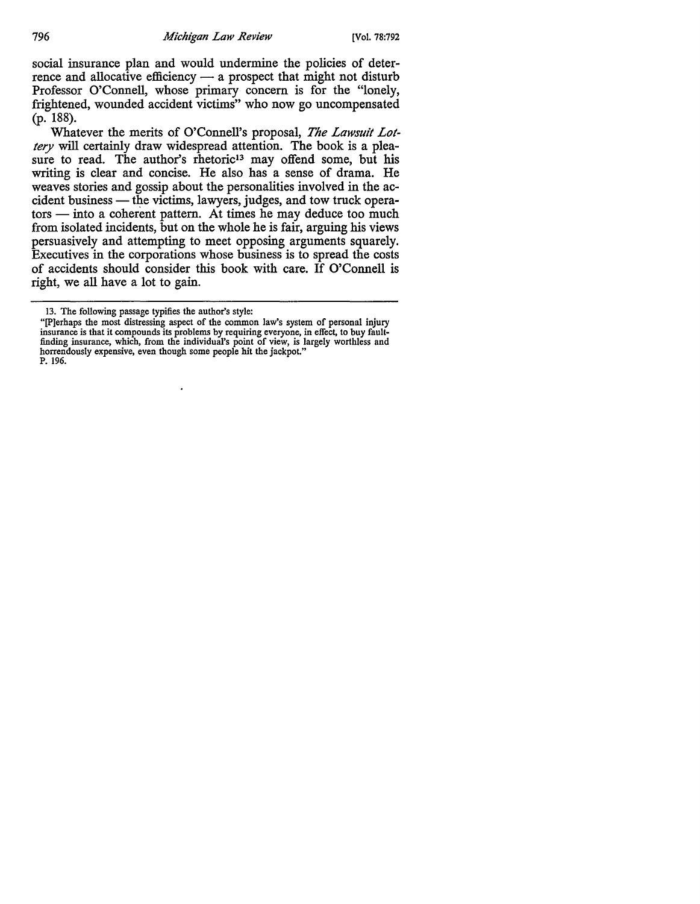social insurance plan and would undermine the policies of deterrence and allocative efficiency — a prospect that might not disturb Professor O'Connell, whose primary concern is for the "lonely, frightened, wounded accident victims" who now go uncompensated (p. 188).

Whatever the merits of O'Connell's proposal, *The Lawsuit Lottery* will certainly draw widespread attention. The book is a pleasure to read. The author's rhetoric[13] may offend some, but his writing is clear and concise. He also has a sense of drama. He weaves stories and gossip about the personalities involved in the accident business — the victims, lawyers, judges, and tow truck operators — into a coherent pattern. At times he may deduce too much from isolated incidents, but on the whole he is fair, arguing his views persuasively and attempting to meet opposing arguments squarely. Executives in the corporations whose business is to spread the costs of accidents should consider this book with care. If O'Connell is right, we all have a lot to gain.

---

13. The following passage typifies the author's style:

"[P]erhaps the most distressing aspect of the common law's system of personal injury insurance is that it compounds its problems by requiring everyone, in effect, to buy fault-finding insurance, which, from the individual's point of view, is largely worthless and horrendously expensive, even though some people hit the jackpot."

P. 196.